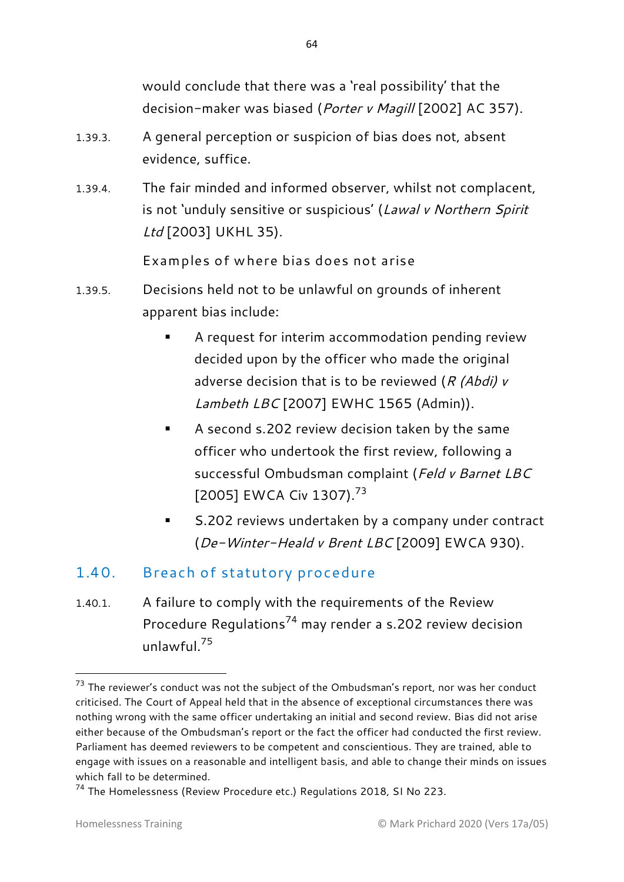would conclude that there was a 'real possibility' that the decision-maker was biased (*Porter v Magill* [2002] AC 357).

1.39.3. A general perception or suspicion of bias does not, absent evidence, suffice.

1.39.4. The fair minded and informed observer, whilst not complacent, is not 'unduly sensitive or suspicious' (*Lawal v Northern Spirit Ltd* [2003] UKHL 35).

Examples of where bias does not arise

1.39.5. Decisions held not to be unlawful on grounds of inherent apparent bias include:

- A request for interim accommodation pending review decided upon by the officer who made the original adverse decision that is to be reviewed (*R (Abdi) v Lambeth LBC* [2007] EWHC 1565 (Admin)).
- A second s.202 review decision taken by the same officer who undertook the first review, following a successful Ombudsman complaint (*Feld v Barnet LBC* [2005] EWCA Civ 1307).[73]
- S.202 reviews undertaken by a company under contract (*De-Winter-Heald v Brent LBC* [2009] EWCA 930).

## 1.40. Breach of statutory procedure

1.40.1. A failure to comply with the requirements of the Review Procedure Regulations[74] may render a s.202 review decision unlawful.[75]

---

[73] The reviewer's conduct was not the subject of the Ombudsman's report, nor was her conduct criticised. The Court of Appeal held that in the absence of exceptional circumstances there was nothing wrong with the same officer undertaking an initial and second review. Bias did not arise either because of the Ombudsman's report or the fact the officer had conducted the first review. Parliament has deemed reviewers to be competent and conscientious. They are trained, able to engage with issues on a reasonable and intelligent basis, and able to change their minds on issues which fall to be determined.

[74] The Homelessness (Review Procedure etc.) Regulations 2018, SI No 223.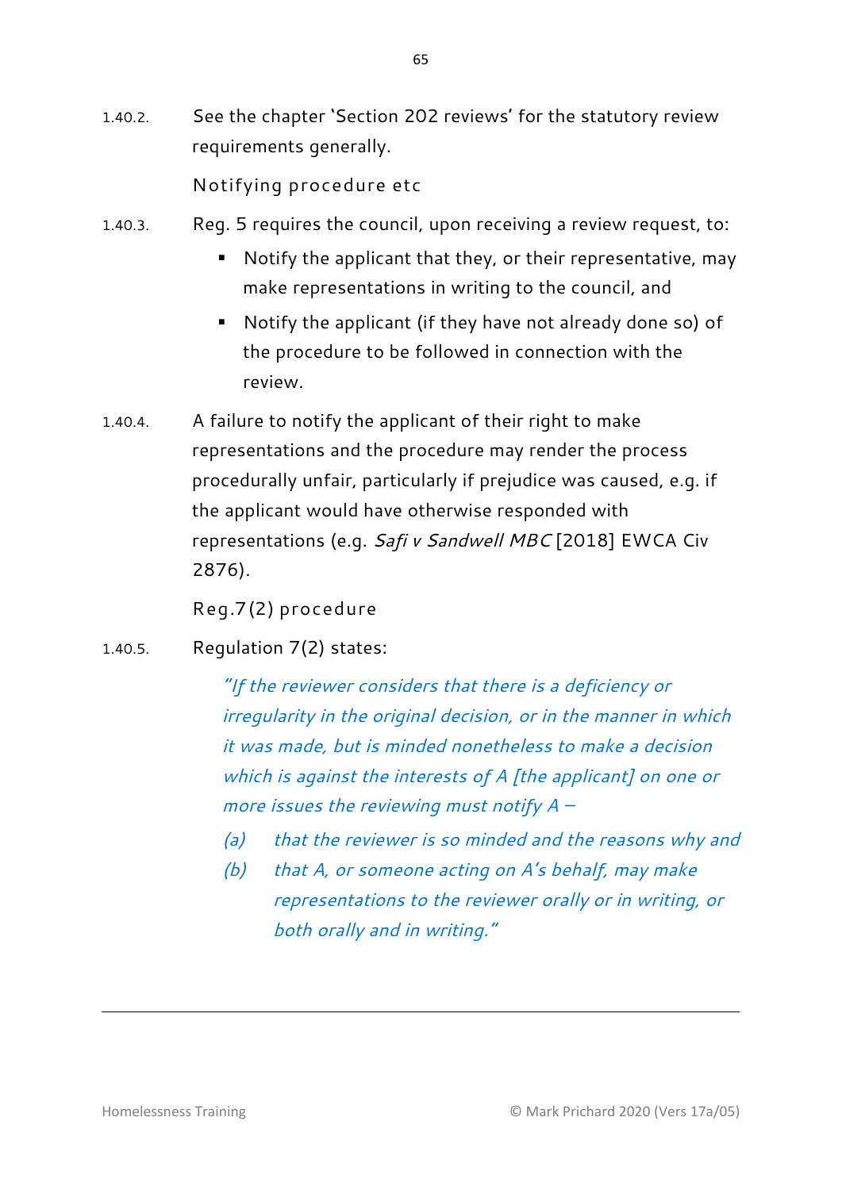1.40.2. See the chapter 'Section 202 reviews' for the statutory review requirements generally.

### Notifying procedure etc

1.40.3. Reg. 5 requires the council, upon receiving a review request, to:

- Notify the applicant that they, or their representative, may make representations in writing to the council, and
- Notify the applicant (if they have not already done so) of the procedure to be followed in connection with the review.

1.40.4. A failure to notify the applicant of their right to make representations and the procedure may render the process procedurally unfair, particularly if prejudice was caused, e.g. if the applicant would have otherwise responded with representations (e.g. *Safi v Sandwell MBC* [2018] EWCA Civ 2876).

### Reg.7(2) procedure

1.40.5. Regulation 7(2) states:

> *"If the reviewer considers that there is a deficiency or irregularity in the original decision, or in the manner in which it was made, but is minded nonetheless to make a decision which is against the interests of A [the applicant] on one or more issues the reviewing must notify A –*
>
> *(a) that the reviewer is so minded and the reasons why and*
>
> *(b) that A, or someone acting on A's behalf, may make representations to the reviewer orally or in writing, or both orally and in writing."*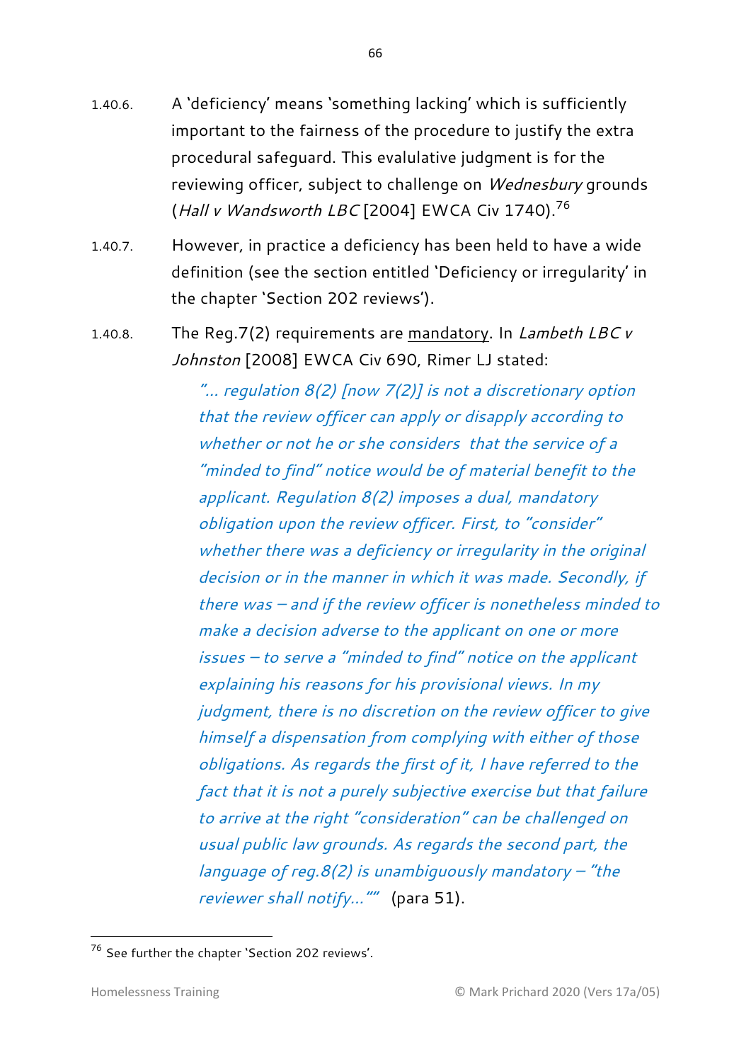1.40.6. A 'deficiency' means 'something lacking' which is sufficiently important to the fairness of the procedure to justify the extra procedural safeguard. This evalulative judgment is for the reviewing officer, subject to challenge on *Wednesbury* grounds (*Hall v Wandsworth LBC* [2004] EWCA Civ 1740).[76]

1.40.7. However, in practice a deficiency has been held to have a wide definition (see the section entitled 'Deficiency or irregularity' in the chapter 'Section 202 reviews').

1.40.8. The Reg.7(2) requirements are <u>mandatory</u>. In *Lambeth LBC v Johnston* [2008] EWCA Civ 690, Rimer LJ stated:

> *"... regulation 8(2) [now 7(2)] is not a discretionary option that the review officer can apply or disapply according to whether or not he or she considers that the service of a "minded to find" notice would be of material benefit to the applicant. Regulation 8(2) imposes a dual, mandatory obligation upon the review officer. First, to "consider" whether there was a deficiency or irregularity in the original decision or in the manner in which it was made. Secondly, if there was – and if the review officer is nonetheless minded to make a decision adverse to the applicant on one or more issues – to serve a "minded to find" notice on the applicant explaining his reasons for his provisional views. In my judgment, there is no discretion on the review officer to give himself a dispensation from complying with either of those obligations. As regards the first of it, I have referred to the fact that it is not a purely subjective exercise but that failure to arrive at the right "consideration" can be challenged on usual public law grounds. As regards the second part, the language of reg.8(2) is unambiguously mandatory – "the reviewer shall notify…""* (para 51).

[76] See further the chapter 'Section 202 reviews'.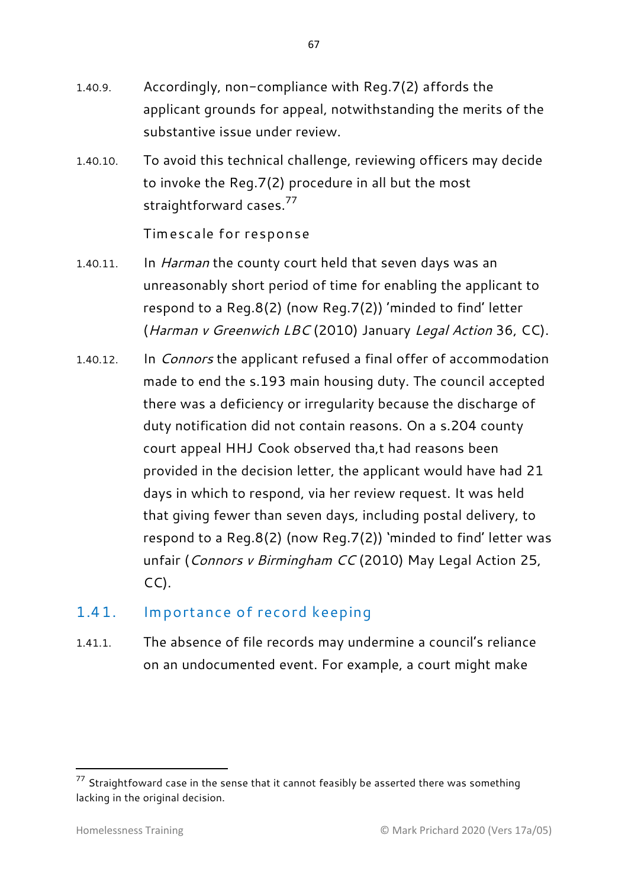1.40.9. Accordingly, non-compliance with Reg.7(2) affords the applicant grounds for appeal, notwithstanding the merits of the substantive issue under review.

1.40.10. To avoid this technical challenge, reviewing officers may decide to invoke the Reg.7(2) procedure in all but the most straightforward cases.[77]

Timescale for response

1.40.11. In *Harman* the county court held that seven days was an unreasonably short period of time for enabling the applicant to respond to a Reg.8(2) (now Reg.7(2)) 'minded to find' letter (*Harman v Greenwich LBC* (2010) January *Legal Action* 36, CC).

1.40.12. In *Connors* the applicant refused a final offer of accommodation made to end the s.193 main housing duty. The council accepted there was a deficiency or irregularity because the discharge of duty notification did not contain reasons. On a s.204 county court appeal HHJ Cook observed tha,t had reasons been provided in the decision letter, the applicant would have had 21 days in which to respond, via her review request. It was held that giving fewer than seven days, including postal delivery, to respond to a Reg.8(2) (now Reg.7(2)) 'minded to find' letter was unfair (*Connors v Birmingham CC* (2010) May Legal Action 25, CC).

## 1.41. Importance of record keeping

1.41.1. The absence of file records may undermine a council's reliance on an undocumented event. For example, a court might make

---

[77] Straightfoward case in the sense that it cannot feasibly be asserted there was something lacking in the original decision.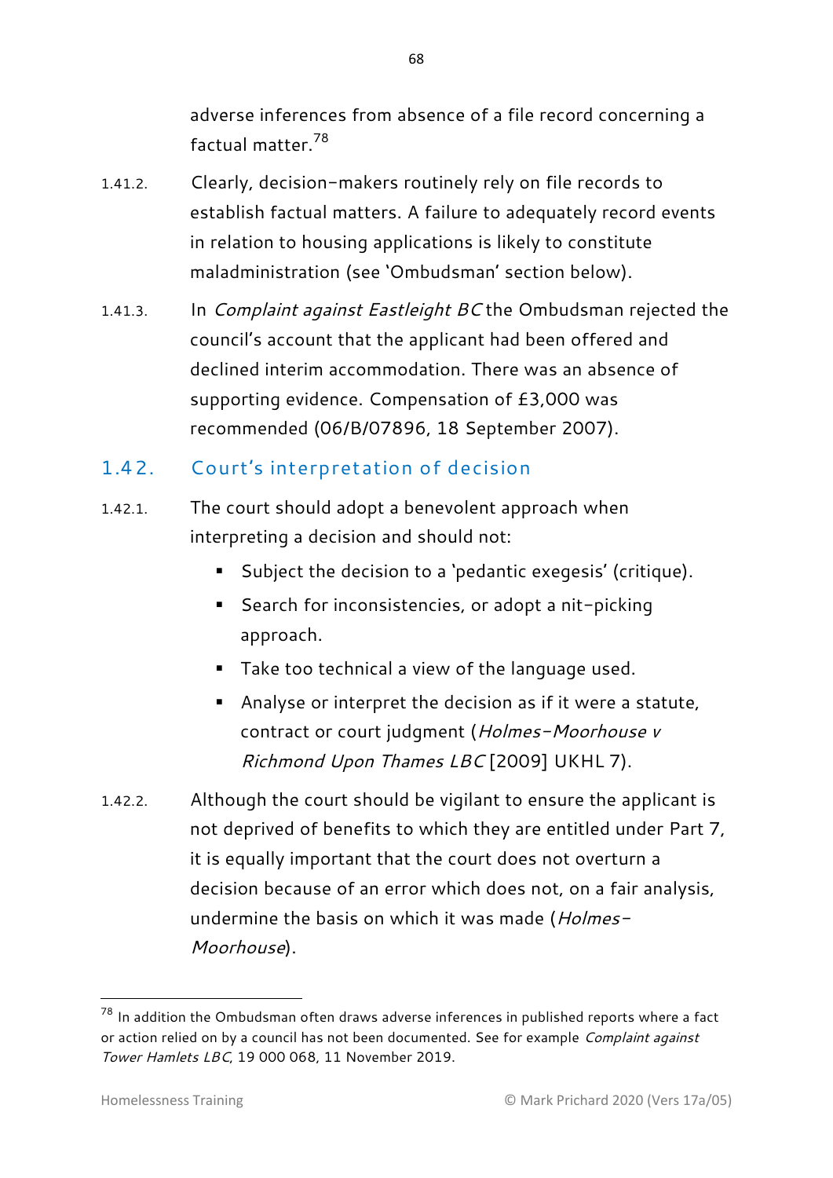adverse inferences from absence of a file record concerning a factual matter.[78]

1.41.2. Clearly, decision-makers routinely rely on file records to establish factual matters. A failure to adequately record events in relation to housing applications is likely to constitute maladministration (see 'Ombudsman' section below).

1.41.3. In *Complaint against Eastleight BC* the Ombudsman rejected the council's account that the applicant had been offered and declined interim accommodation. There was an absence of supporting evidence. Compensation of £3,000 was recommended (06/B/07896, 18 September 2007).

## 1.42. Court's interpretation of decision

1.42.1. The court should adopt a benevolent approach when interpreting a decision and should not:

- Subject the decision to a 'pedantic exegesis' (critique).
- Search for inconsistencies, or adopt a nit-picking approach.
- Take too technical a view of the language used.
- Analyse or interpret the decision as if it were a statute, contract or court judgment (*Holmes-Moorhouse v Richmond Upon Thames LBC* [2009] UKHL 7).

1.42.2. Although the court should be vigilant to ensure the applicant is not deprived of benefits to which they are entitled under Part 7, it is equally important that the court does not overturn a decision because of an error which does not, on a fair analysis, undermine the basis on which it was made (*Holmes-Moorhouse*).

---

[78] In addition the Ombudsman often draws adverse inferences in published reports where a fact or action relied on by a council has not been documented. See for example *Complaint against Tower Hamlets LBC*, 19 000 068, 11 November 2019.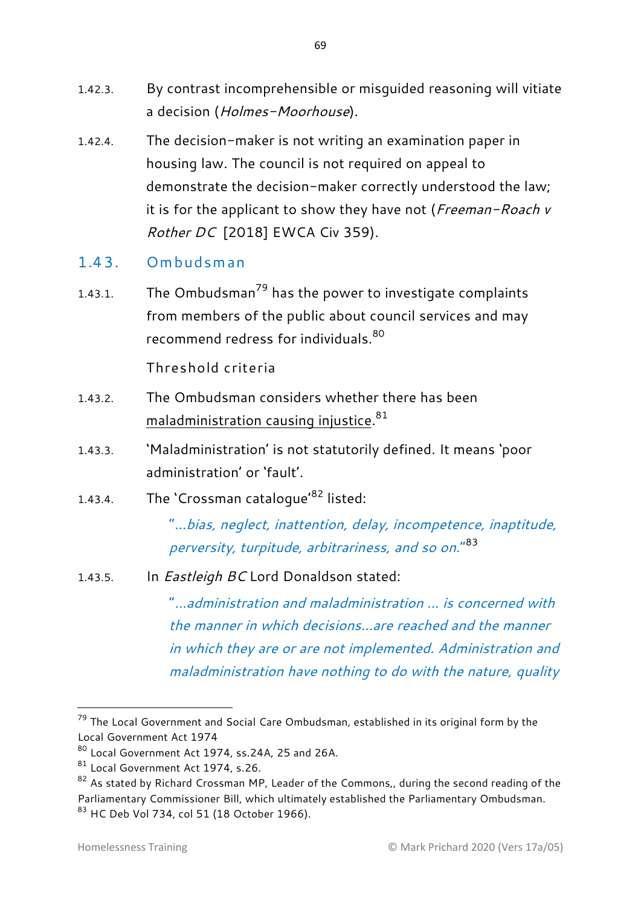1.42.3. By contrast incomprehensible or misguided reasoning will vitiate a decision (*Holmes-Moorhouse*).

1.42.4. The decision-maker is not writing an examination paper in housing law. The council is not required on appeal to demonstrate the decision-maker correctly understood the law; it is for the applicant to show they have not (*Freeman-Roach v Rother DC* [2018] EWCA Civ 359).

## 1.43. Ombudsman

1.43.1. The Ombudsman[79] has the power to investigate complaints from members of the public about council services and may recommend redress for individuals.[80]

### Threshold criteria

1.43.2. The Ombudsman considers whether there has been maladministration causing injustice.[81]

1.43.3. 'Maladministration' is not statutorily defined. It means 'poor administration' or 'fault'.

1.43.4. The 'Crossman catalogue'[82] listed:

> "*...bias, neglect, inattention, delay, incompetence, inaptitude, perversity, turpitude, arbitrariness, and so on.*"[83]

1.43.5. In *Eastleigh BC* Lord Donaldson stated:

> "*...administration and maladministration ... is concerned with the manner in which decisions...are reached and the manner in which they are or are not implemented. Administration and maladministration have nothing to do with the nature, quality*

---

[79] The Local Government and Social Care Ombudsman, established in its original form by the Local Government Act 1974

[80] Local Government Act 1974, ss.24A, 25 and 26A.

[81] Local Government Act 1974, s.26.

[82] As stated by Richard Crossman MP, Leader of the Commons,, during the second reading of the Parliamentary Commissioner Bill, which ultimately established the Parliamentary Ombudsman.

[83] HC Deb Vol 734, col 51 (18 October 1966).